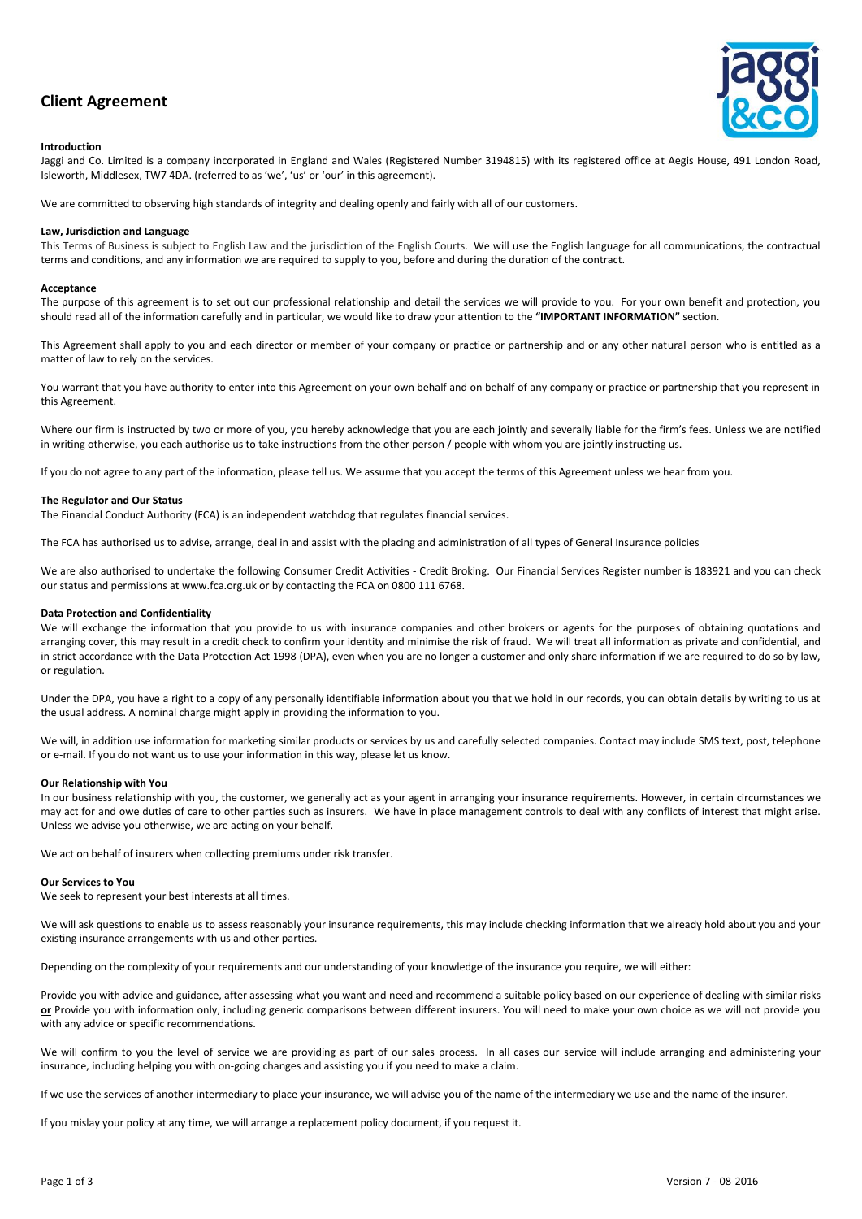# Client Agreement

### Introduction

Jaggi and Co. Limited is a company incorporated in England and Wales (Registered Number 3194815) with its registered office at Aegis House, 491 London Road, Isleworth, Middlesex, TW7 4DA. (referred to as 'we', 'us' or 'our' in this agreement).

We are committed to observing high standards of integrity and dealing openly and fairly with all of our customers.

### Law, Jurisdiction and Language

This Terms of Business is subject to English Law and the jurisdiction of the English Courts. We will use the English language for all communications, the contractual terms and conditions, and any information we are required to supply to you, before and during the duration of the contract.

### Acceptance

The purpose of this agreement is to set out our professional relationship and detail the services we will provide to you. For your own benefit and protection, you should read all of the information carefully and in particular, we would like to draw your attention to the **"IMPORTANT INFORMATION"** section.

This Agreement shall apply to you and each director or member of your company or practice or partnership and or any other natural person who is entitled as a matter of law to rely on the services.

You warrant that you have authority to enter into this Agreement on your own behalf and on behalf of any company or practice or partnership that you represent in this Agreement.

Where our firm is instructed by two or more of you, you hereby acknowledge that you are each jointly and severally liable for the firm's fees. Unless we are notified in writing otherwise, you each authorise us to take instructions from the other person / people with whom you are jointly instructing us.

If you do not agree to any part of the information, please tell us. We assume that you accept the terms of this Agreement unless we hear from you.

### The Regulator and Our Status

The Financial Conduct Authority (FCA) is an independent watchdog that regulates financial services.

The FCA has authorised us to advise, arrange, deal in and assist with the placing and administration of all types of General Insurance policies

We are also authorised to undertake the following Consumer Credit Activities - Credit Broking. Our Financial Services Register number is 183921 and you can check our status and permissions at www.fca.org.uk or by contacting the FCA on 0800 111 6768.

### Data Protection and Confidentiality

We will exchange the information that you provide to us with insurance companies and other brokers or agents for the purposes of obtaining quotations and arranging cover, this may result in a credit check to confirm your identity and minimise the risk of fraud. We will treat all information as private and confidential, and in strict accordance with the Data Protection Act 1998 (DPA), even when you are no longer a customer and only share information if we are required to do so by law, or regulation.

Under the DPA, you have a right to a copy of any personally identifiable information about you that we hold in our records, you can obtain details by writing to us at the usual address. A nominal charge might apply in providing the information to you.

We will, in addition use information for marketing similar products or services by us and carefully selected companies. Contact may include SMS text, post, telephone or e-mail. If you do not want us to use your information in this way, please let us know.

### Our Relationship with You

In our business relationship with you, the customer, we generally act as your agent in arranging your insurance requirements. However, in certain circumstances we may act for and owe duties of care to other parties such as insurers. We have in place management controls to deal with any conflicts of interest that might arise. Unless we advise you otherwise, we are acting on your behalf.

We act on behalf of insurers when collecting premiums under risk transfer.

### Our Services to You

We seek to represent your best interests at all times.

We will ask questions to enable us to assess reasonably your insurance requirements, this may include checking information that we already hold about you and your existing insurance arrangements with us and other parties.

Depending on the complexity of your requirements and our understanding of your knowledge of the insurance you require, we will either:

Provide you with advice and guidance, after assessing what you want and need and recommend a suitable policy based on our experience of dealing with similar risks **or** Provide you with information only, including generic comparisons between different insurers. You will need to make your own choice as we will not provide you with any advice or specific recommendations.

We will confirm to you the level of service we are providing as part of our sales process. In all cases our service will include arranging and administering your insurance, including helping you with on-going changes and assisting you if you need to make a claim.

If we use the services of another intermediary to place your insurance, we will advise you of the name of the intermediary we use and the name of the insurer.

If you mislay your policy at any time, we will arrange a replacement policy document, if you request it.

Version 7 - 08-2016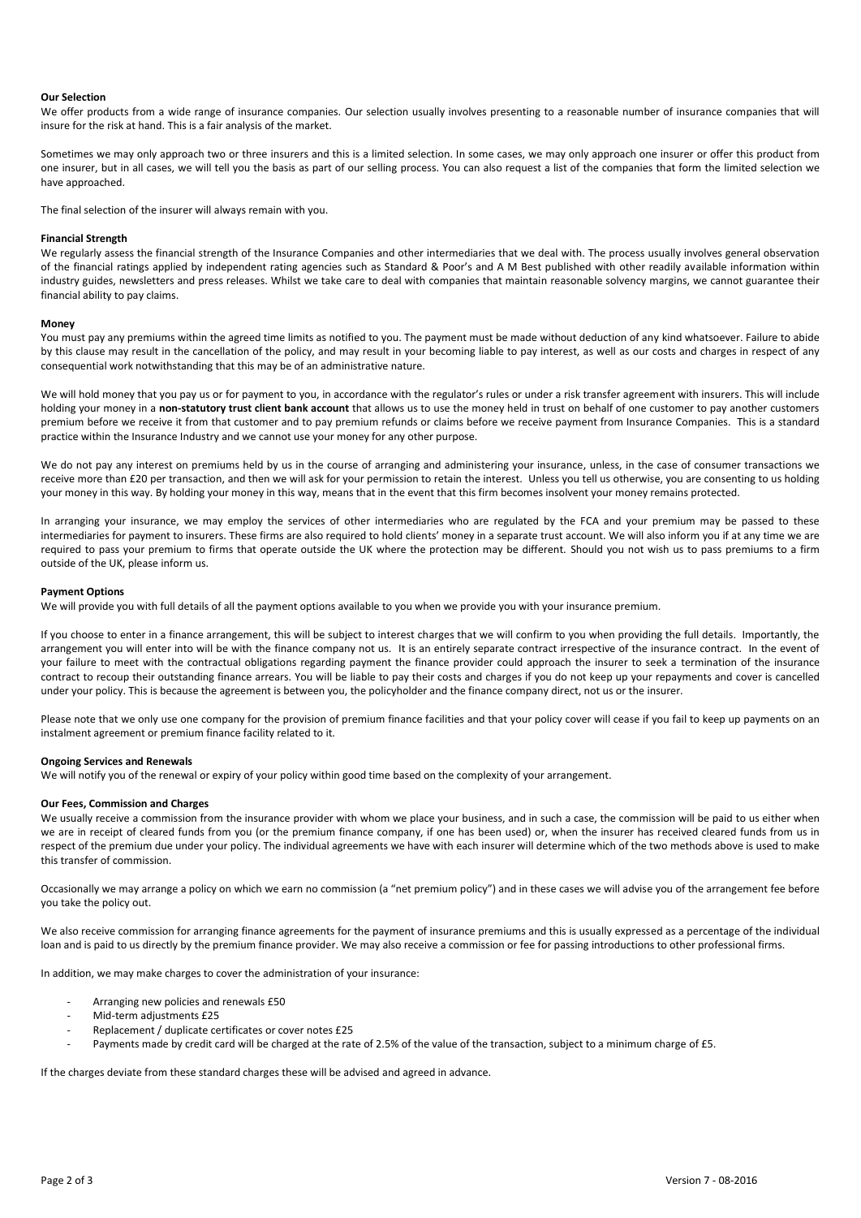**Our Selection**

We offer products from a wide range of insurance companies. Our selection usually involves presenting to a reasonable number of insurance companies that will insure for the risk at hand. This is a fair analysis of the market.

Sometimes we may only approach two or three insurers and this is a limited selection. In some cases, we may only approach one insurer or offer this product from one insurer, but in all cases, we will tell you the basis as part of our selling process. You can also request a list of the companies that form the limited selection we have approached.

The final selection of the insurer will always remain with you.

**Financial Strength**

We regularly assess the financial strength of the Insurance Companies and other intermediaries that we deal with. The process usually involves general observation of the financial ratings applied by independent rating agencies such as Standard & Poor's and A M Best published with other readily available information within industry guides, newsletters and press releases. Whilst we take care to deal with companies that maintain reasonable solvency margins, we cannot guarantee their financial ability to pay claims.

**Money**

You must pay any premiums within the agreed time limits as notified to you. The payment must be made without deduction of any kind whatsoever. Failure to abide by this clause may result in the cancellation of the policy, and may result in your becoming liable to pay interest, as well as our costs and charges in respect of any consequential work notwithstanding that this may be of an administrative nature.

We will hold money that you pay us or for payment to you, in accordance with the regulator's rules or under a risk transfer agreement with insurers. This will include holding your money in a **non-statutory trust client bank account** that allows us to use the money held in trust on behalf of one customer to pay another customers premium before we receive it from that customer and to pay premium refunds or claims before we receive payment from Insurance Companies. This is a standard practice within the Insurance Industry and we cannot use your money for any other purpose.

We do not pay any interest on premiums held by us in the course of arranging and administering your insurance, unless, in the case of consumer transactions we receive more than £20 per transaction, and then we will ask for your permission to retain the interest. Unless you tell us otherwise, you are consenting to us holding your money in this way. By holding your money in this way, means that in the event that this firm becomes insolvent your money remains protected.

In arranging your insurance, we may employ the services of other intermediaries who are regulated by the FCA and your premium may be passed to these intermediaries for payment to insurers. These firms are also required to hold clients' money in a separate trust account. We will also inform you if at any time we are required to pass your premium to firms that operate outside the UK where the protection may be different. Should you not wish us to pass premiums to a firm outside of the UK, please inform us.

**Payment Options**

We will provide you with full details of all the payment options available to you when we provide you with your insurance premium.

If you choose to enter in a finance arrangement, this will be subject to interest charges that we will confirm to you when providing the full details. Importantly, the arrangement you will enter into will be with the finance company not us. It is an entirely separate contract irrespective of the insurance contract. In the event of your failure to meet with the contractual obligations regarding payment the finance provider could approach the insurer to seek a termination of the insurance contract to recoup their outstanding finance arrears. You will be liable to pay their costs and charges if you do not keep up your repayments and cover is cancelled under your policy. This is because the agreement is between you, the policyholder and the finance company direct, not us or the insurer.

Please note that we only use one company for the provision of premium finance facilities and that your policy cover will cease if you fail to keep up payments on an instalment agreement or premium finance facility related to it.

**Ongoing Services and Renewals**

We will notify you of the renewal or expiry of your policy within good time based on the complexity of your arrangement.

**Our Fees, Commission and Charges**

We usually receive a commission from the insurance provider with whom we place your business, and in such a case, the commission will be paid to us either when we are in receipt of cleared funds from you (or the premium finance company, if one has been used) or, when the insurer has received cleared funds from us in respect of the premium due under your policy. The individual agreements we have with each insurer will determine which of the two methods above is used to make this transfer of commission.

Occasionally we may arrange a policy on which we earn no commission (a "net premium policy") and in these cases we will advise you of the arrangement fee before you take the policy out.

We also receive commission for arranging finance agreements for the payment of insurance premiums and this is usually expressed as a percentage of the individual loan and is paid to us directly by the premium finance provider. We may also receive a commission or fee for passing introductions to other professional firms.

In addition, we may make charges to cover the administration of your insurance:

- Arranging new policies and renewals £50
- Mid-term adjustments £25
- Replacement / duplicate certificates or cover notes £25
- Payments made by credit card will be charged at the rate of 2.5% of the value of the transaction, subject to a minimum charge of £5.

If the charges deviate from these standard charges these will be advised and agreed in advance.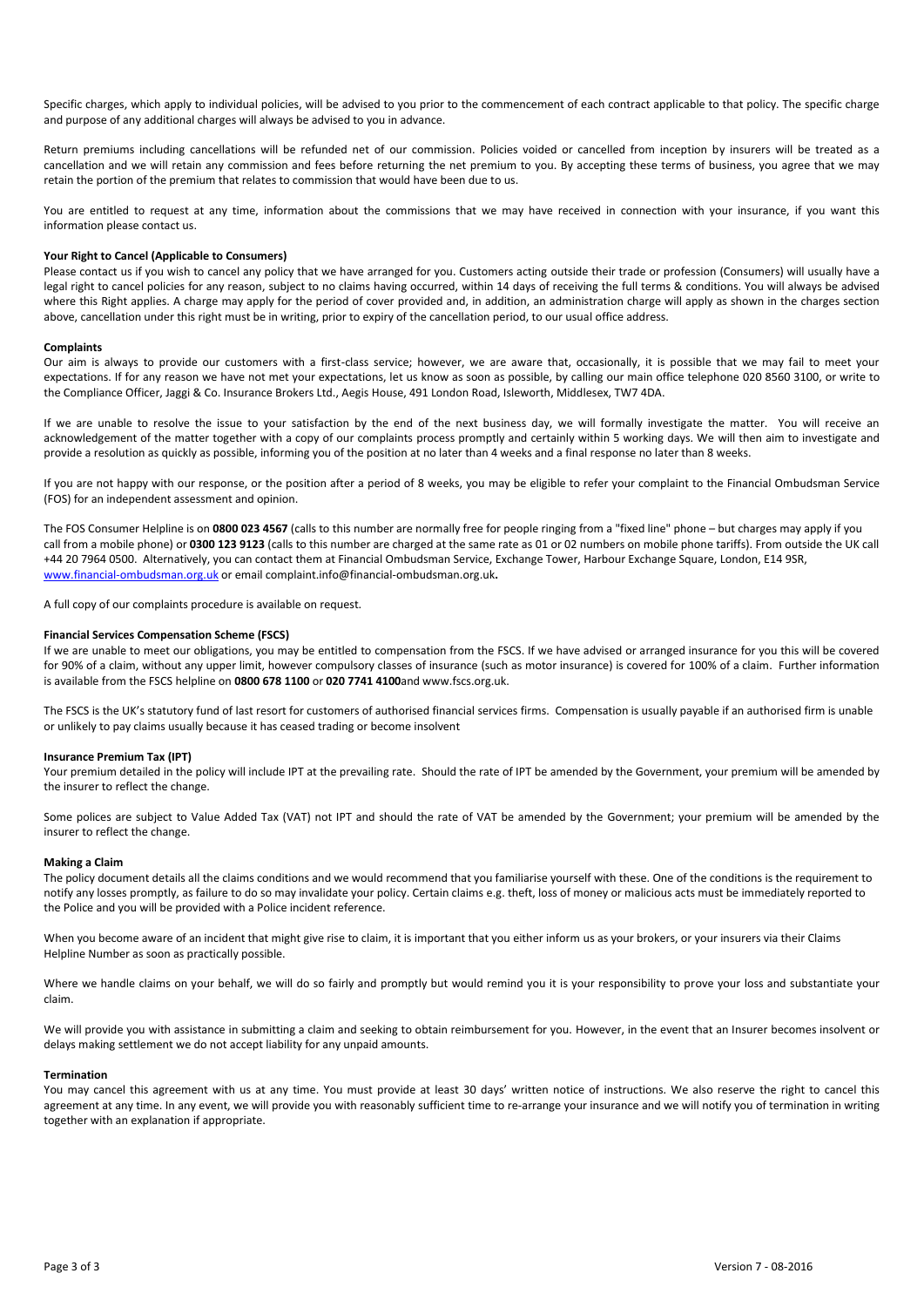Specific charges, which apply to individual policies, will be advised to you prior to the commencement of each contract applicable to that policy. The specific charge and purpose of any additional charges will always be advised to you in advance.

Return premiums including cancellations will be refunded net of our commission. Policies voided or cancelled from inception by insurers will be treated as a cancellation and we will retain any commission and fees before returning the net premium to you. By accepting these terms of business, you agree that we may retain the portion of the premium that relates to commission that would have been due to us.

You are entitled to request at any time, information about the commissions that we may have received in connection with your insurance, if you want this information please contact us.

**Your Right to Cancel (Applicable to Consumers)**

Please contact us if you wish to cancel any policy that we have arranged for you. Customers acting outside their trade or profession (Consumers) will usually have a legal right to cancel policies for any reason, subject to no claims having occurred, within 14 days of receiving the full terms & conditions. You will always be advised where this Right applies. A charge may apply for the period of cover provided and, in addition, an administration charge will apply as shown in the charges section above, cancellation under this right must be in writing, prior to expiry of the cancellation period, to our usual office address.

**Complaints**

Our aim is always to provide our customers with a first-class service; however, we are aware that, occasionally, it is possible that we may fail to meet your expectations. If for any reason we have not met your expectations, let us know as soon as possible, by calling our main office telephone 020 8560 3100, or write to the Compliance Officer, Jaggi & Co. Insurance Brokers Ltd., Aegis House, 491 London Road, Isleworth, Middlesex, TW7 4DA.

If we are unable to resolve the issue to your satisfaction by the end of the next business day, we will formally investigate the matter. You will receive an acknowledgement of the matter together with a copy of our complaints process promptly and certainly within 5 working days. We will then aim to investigate and provide a resolution as quickly as possible, informing you of the position at no later than 4 weeks and a final response no later than 8 weeks.

If you are not happy with our response, or the position after a period of 8 weeks, you may be eligible to refer your complaint to the Financial Ombudsman Service (FOS) for an independent assessment and opinion.

The FOS Consumer Helpline is on **0800 023 4567** (calls to this number are normally free for people ringing from a "fixed line" phone – but charges may apply if you call from a mobile phone) or **0300 123 9123** (calls to this number are charged at the same rate as 01 or 02 numbers on mobile phone tariffs). From outside the UK call +44 20 7964 0500. Alternatively, you can contact them at Financial Ombudsman Service, Exchange Tower, Harbour Exchange Square, London, E14 9SR, www.financial-ombudsman.org.uk or email complaint.info@financial-ombudsman.org.uk**.**

A full copy of our complaints procedure is available on request.

**Financial Services Compensation Scheme (FSCS)**

If we are unable to meet our obligations, you may be entitled to compensation from the FSCS. If we have advised or arranged insurance for you this will be covered for 90% of a claim, without any upper limit, however compulsory classes of insurance (such as motor insurance) is covered for 100% of a claim. Further information is available from the FSCS helpline on **0800 678 1100** or **020 7741 4100**and www.fscs.org.uk.

The FSCS is the UK's statutory fund of last resort for customers of authorised financial services firms. Compensation is usually payable if an authorised firm is unable or unlikely to pay claims usually because it has ceased trading or become insolvent

**Insurance Premium Tax (IPT)**

Your premium detailed in the policy will include IPT at the prevailing rate. Should the rate of IPT be amended by the Government, your premium will be amended by the insurer to reflect the change.

Some polices are subject to Value Added Tax (VAT) not IPT and should the rate of VAT be amended by the Government; your premium will be amended by the insurer to reflect the change.

**Making a Claim**

The policy document details all the claims conditions and we would recommend that you familiarise yourself with these. One of the conditions is the requirement to notify any losses promptly, as failure to do so may invalidate your policy. Certain claims e.g. theft, loss of money or malicious acts must be immediately reported to the Police and you will be provided with a Police incident reference.

When you become aware of an incident that might give rise to claim, it is important that you either inform us as your brokers, or your insurers via their Claims Helpline Number as soon as practically possible.

Where we handle claims on your behalf, we will do so fairly and promptly but would remind you it is your responsibility to prove your loss and substantiate your claim.

We will provide you with assistance in submitting a claim and seeking to obtain reimbursement for you. However, in the event that an Insurer becomes insolvent or delays making settlement we do not accept liability for any unpaid amounts.

**Termination**

You may cancel this agreement with us at any time. You must provide at least 30 days' written notice of instructions. We also reserve the right to cancel this agreement at any time. In any event, we will provide you with reasonably sufficient time to re-arrange your insurance and we will notify you of termination in writing together with an explanation if appropriate.

Version 7 - 08-2016